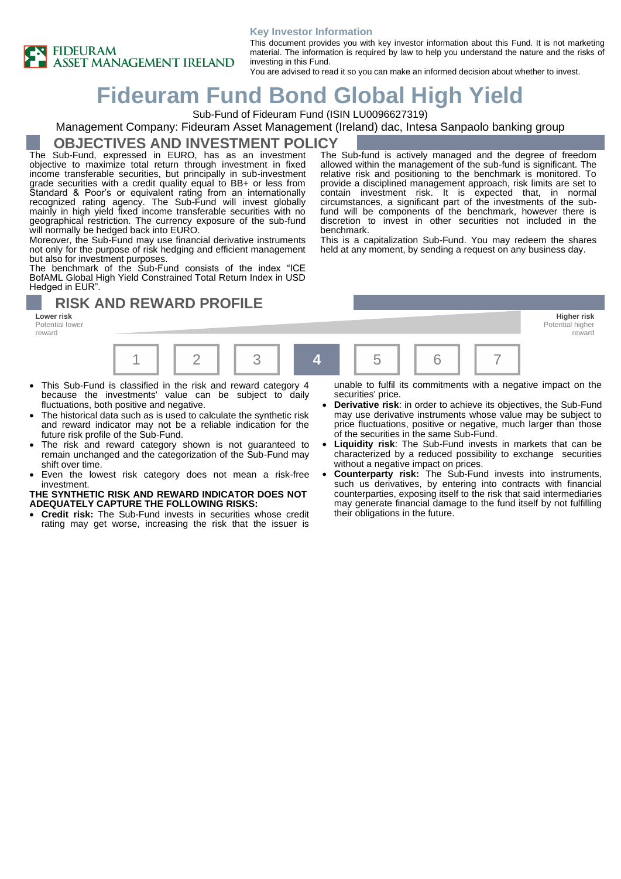FIDEURAM ASSET MANAGEMENT IRELAND

**Key Investor Information**

This document provides you with key investor information about this Fund. It is not marketing material. The information is required by law to help you understand the nature and the risks of investing in this Fund.
You are advised to read it so you can make an informed decision about whether to invest.

# Fideuram Fund Bond Global High Yield

Sub-Fund of Fideuram Fund (ISIN LU0096627319)

Management Company: Fideuram Asset Management (Ireland) dac, Intesa Sanpaolo banking group

## OBJECTIVES AND INVESTMENT POLICY

The Sub-Fund, expressed in EURO, has as an investment objective to maximize total return through investment in fixed income transferable securities, but principally in sub-investment grade securities with a credit quality equal to BB+ or less from Standard & Poor's or equivalent rating from an internationally recognized rating agency. The Sub-Fund will invest globally mainly in high yield fixed income transferable securities with no geographical restriction. The currency exposure of the sub-fund will normally be hedged back into EURO.

Moreover, the Sub-Fund may use financial derivative instruments not only for the purpose of risk hedging and efficient management but also for investment purposes.

The benchmark of the Sub-Fund consists of the index "ICE BofAML Global High Yield Constrained Total Return Index in USD Hedged in EUR".

The Sub-fund is actively managed and the degree of freedom allowed within the management of the sub-fund is significant. The relative risk and positioning to the benchmark is monitored. To provide a disciplined management approach, risk limits are set to contain investment risk. It is expected that, in normal circumstances, a significant part of the investments of the sub-fund will be components of the benchmark, however there is discretion to invest in other securities not included in the benchmark.

This is a capitalization Sub-Fund. You may redeem the shares held at any moment, by sending a request on any business day.

## RISK AND REWARD PROFILE

**Lower risk**
Potential lower reward

**Higher risk**
Potential higher reward

| 1 | 2 | 3 | **4** | 5 | 6 | 7 |
|---|---|---|---|---|---|---|

- This Sub-Fund is classified in the risk and reward category 4 because the investments' value can be subject to daily fluctuations, both positive and negative.
- The historical data such as is used to calculate the synthetic risk and reward indicator may not be a reliable indication for the future risk profile of the Sub-Fund.
- The risk and reward category shown is not guaranteed to remain unchanged and the categorization of the Sub-Fund may shift over time.
- Even the lowest risk category does not mean a risk-free investment.

**THE SYNTHETIC RISK AND REWARD INDICATOR DOES NOT ADEQUATELY CAPTURE THE FOLLOWING RISKS:**

- **Credit risk:** The Sub-Fund invests in securities whose credit rating may get worse, increasing the risk that the issuer is unable to fulfil its commitments with a negative impact on the securities' price.
- **Derivative risk**: in order to achieve its objectives, the Sub-Fund may use derivative instruments whose value may be subject to price fluctuations, positive or negative, much larger than those of the securities in the same Sub-Fund.
- **Liquidity risk**: The Sub-Fund invests in markets that can be characterized by a reduced possibility to exchange securities without a negative impact on prices.
- **Counterparty risk:** The Sub-Fund invests into instruments, such us derivatives, by entering into contracts with financial counterparties, exposing itself to the risk that said intermediaries may generate financial damage to the fund itself by not fulfilling their obligations in the future.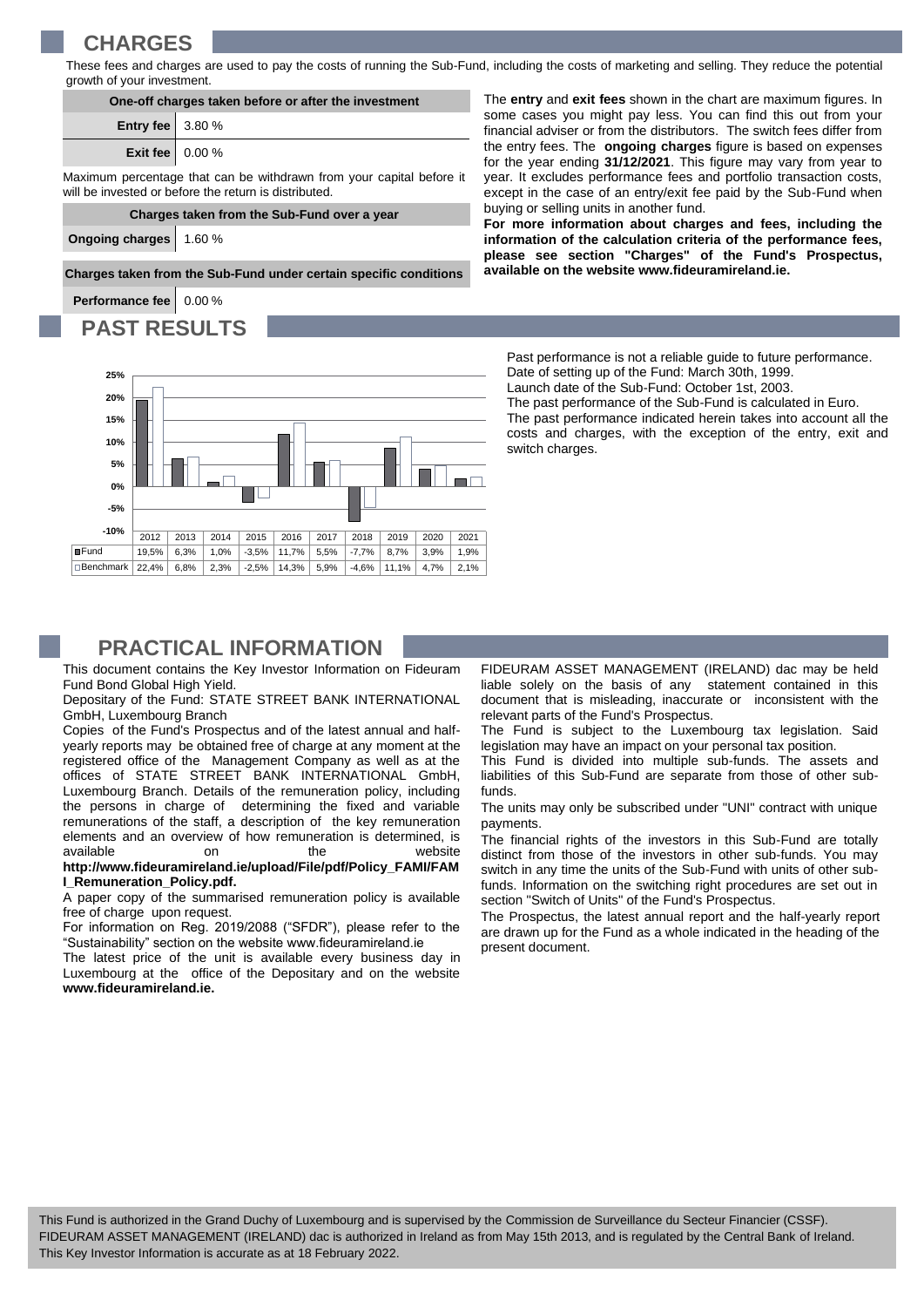## CHARGES

These fees and charges are used to pay the costs of running the Sub-Fund, including the costs of marketing and selling. They reduce the potential growth of your investment.

| One-off charges taken before or after the investment | |
|---|---|
| **Entry fee** | 3.80 % |
| **Exit fee** | 0.00 % |

Maximum percentage that can be withdrawn from your capital before it will be invested or before the return is distributed.

| Charges taken from the Sub-Fund over a year | |
|---|---|
| **Ongoing charges** | 1.60 % |

| Charges taken from the Sub-Fund under certain specific conditions | |
|---|---|
| **Performance fee** | 0.00 % |

The **entry** and **exit fees** shown in the chart are maximum figures. In some cases you might pay less. You can find this out from your financial adviser or from the distributors. The switch fees differ from the entry fees. The **ongoing charges** figure is based on expenses for the year ending **31/12/2021**. This figure may vary from year to year. It excludes performance fees and portfolio transaction costs, except in the case of an entry/exit fee paid by the Sub-Fund when buying or selling units in another fund.

**For more information about charges and fees, including the information of the calculation criteria of the performance fees, please see section "Charges" of the Fund's Prospectus, available on the website www.fideuramireland.ie.**

## PAST RESULTS

25%
20%
15%
10%
5%
0%
-5%
-10%

2012 2013 2014 2015 2016 2017 2018 2019 2020 2021
Fund 19,5% 6,3% 1,0% -3,5% 11,7% 5,5% -7,7% 8,7% 3,9% 1,9%
Benchmark 22,4% 6,8% 2,3% -2,5% 14,3% 5,9% -4,6% 11,1% 4,7% 2,1%

Past performance is not a reliable guide to future performance.
Date of setting up of the Fund: March 30th, 1999.
Launch date of the Sub-Fund: October 1st, 2003.
The past performance of the Sub-Fund is calculated in Euro.
The past performance indicated herein takes into account all the costs and charges, with the exception of the entry, exit and switch charges.

## PRACTICAL INFORMATION

This document contains the Key Investor Information on Fideuram Fund Bond Global High Yield.

Depositary of the Fund: STATE STREET BANK INTERNATIONAL GmbH, Luxembourg Branch

Copies of the Fund's Prospectus and of the latest annual and half-yearly reports may be obtained free of charge at any moment at the registered office of the Management Company as well as at the offices of STATE STREET BANK INTERNATIONAL GmbH, Luxembourg Branch. Details of the remuneration policy, including the persons in charge of determining the fixed and variable remunerations of the staff, a description of the key remuneration elements and an overview of how remuneration is determined, is available on the website **http://www.fideuramireland.ie/upload/File/pdf/Policy_FAMI/FAMI_Remuneration_Policy.pdf.**

A paper copy of the summarised remuneration policy is available free of charge upon request.

For information on Reg. 2019/2088 ("SFDR"), please refer to the "Sustainability" section on the website www.fideuramireland.ie

The latest price of the unit is available every business day in Luxembourg at the office of the Depositary and on the website **www.fideuramireland.ie.**

FIDEURAM ASSET MANAGEMENT (IRELAND) dac may be held liable solely on the basis of any statement contained in this document that is misleading, inaccurate or inconsistent with the relevant parts of the Fund's Prospectus.

The Fund is subject to the Luxembourg tax legislation. Said legislation may have an impact on your personal tax position.

This Fund is divided into multiple sub-funds. The assets and liabilities of this Sub-Fund are separate from those of other sub-funds.

The units may only be subscribed under "UNI" contract with unique payments.

The financial rights of the investors in this Sub-Fund are totally distinct from those of the investors in other sub-funds. You may switch in any time the units of the Sub-Fund with units of other sub-funds. Information on the switching right procedures are set out in section "Switch of Units" of the Fund's Prospectus.

The Prospectus, the latest annual report and the half-yearly report are drawn up for the Fund as a whole indicated in the heading of the present document.

This Fund is authorized in the Grand Duchy of Luxembourg and is supervised by the Commission de Surveillance du Secteur Financier (CSSF).
FIDEURAM ASSET MANAGEMENT (IRELAND) dac is authorized in Ireland as from May 15th 2013, and is regulated by the Central Bank of Ireland.
This Key Investor Information is accurate as at 18 February 2022.